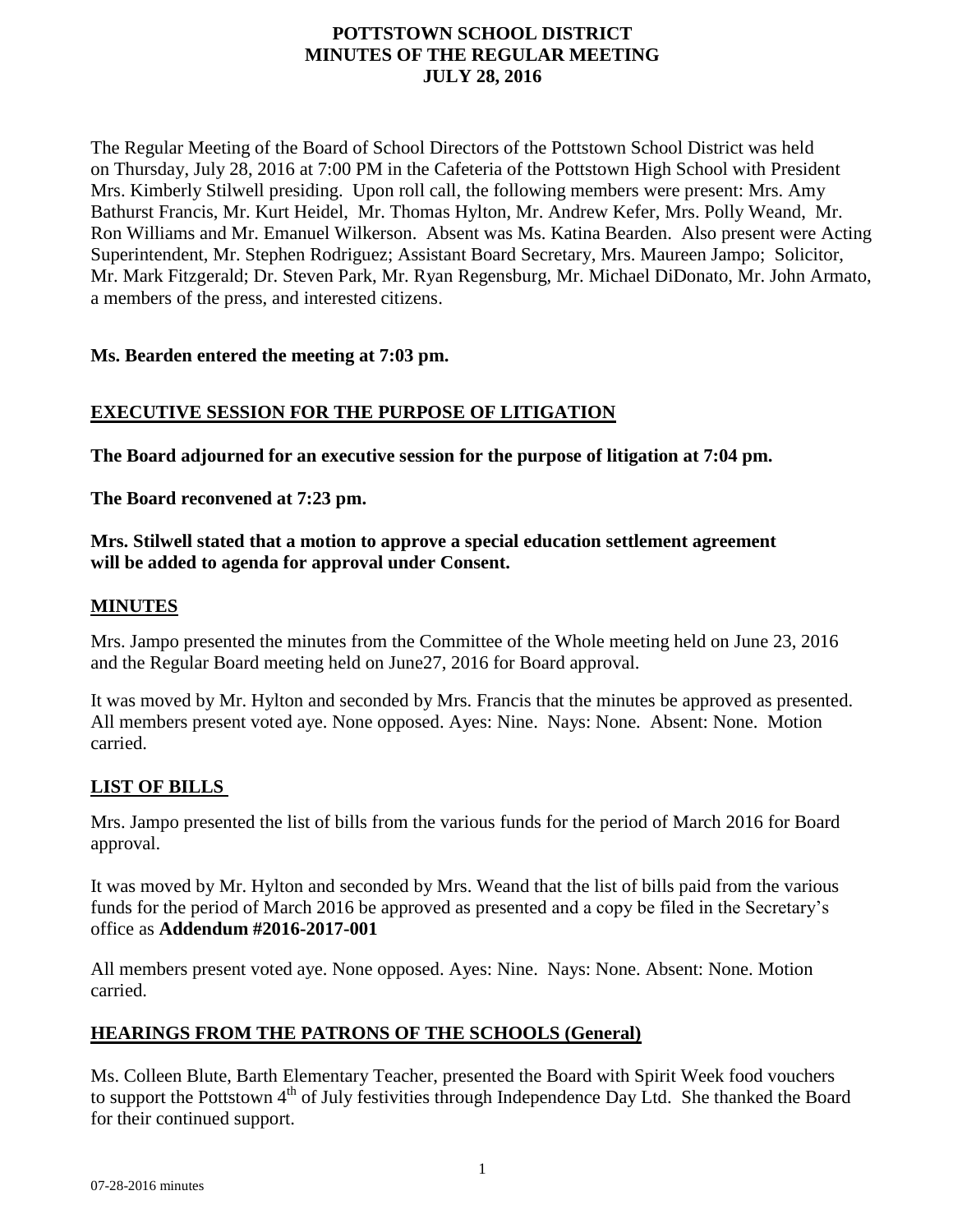# POTTSTOWN SCHOOL DISTRICT
# MINUTES OF THE REGULAR MEETING
# JULY 28, 2016

The Regular Meeting of the Board of School Directors of the Pottstown School District was held on Thursday, July 28, 2016 at 7:00 PM in the Cafeteria of the Pottstown High School with President Mrs. Kimberly Stilwell presiding. Upon roll call, the following members were present: Mrs. Amy Bathurst Francis, Mr. Kurt Heidel, Mr. Thomas Hylton, Mr. Andrew Kefer, Mrs. Polly Weand, Mr. Ron Williams and Mr. Emanuel Wilkerson. Absent was Ms. Katina Bearden. Also present were Acting Superintendent, Mr. Stephen Rodriguez; Assistant Board Secretary, Mrs. Maureen Jampo; Solicitor, Mr. Mark Fitzgerald; Dr. Steven Park, Mr. Ryan Regensburg, Mr. Michael DiDonato, Mr. John Armato, a members of the press, and interested citizens.

**Ms. Bearden entered the meeting at 7:03 pm.**

## EXECUTIVE SESSION FOR THE PURPOSE OF LITIGATION

**The Board adjourned for an executive session for the purpose of litigation at 7:04 pm.**

**The Board reconvened at 7:23 pm.**

**Mrs. Stilwell stated that a motion to approve a special education settlement agreement will be added to agenda for approval under Consent.**

## MINUTES

Mrs. Jampo presented the minutes from the Committee of the Whole meeting held on June 23, 2016 and the Regular Board meeting held on June27, 2016 for Board approval.

It was moved by Mr. Hylton and seconded by Mrs. Francis that the minutes be approved as presented. All members present voted aye. None opposed. Ayes: Nine. Nays: None. Absent: None. Motion carried.

## LIST OF BILLS

Mrs. Jampo presented the list of bills from the various funds for the period of March 2016 for Board approval.

It was moved by Mr. Hylton and seconded by Mrs. Weand that the list of bills paid from the various funds for the period of March 2016 be approved as presented and a copy be filed in the Secretary's office as **Addendum #2016-2017-001**

All members present voted aye. None opposed. Ayes: Nine. Nays: None. Absent: None. Motion carried.

## HEARINGS FROM THE PATRONS OF THE SCHOOLS (General)

Ms. Colleen Blute, Barth Elementary Teacher, presented the Board with Spirit Week food vouchers to support the Pottstown 4th of July festivities through Independence Day Ltd. She thanked the Board for their continued support.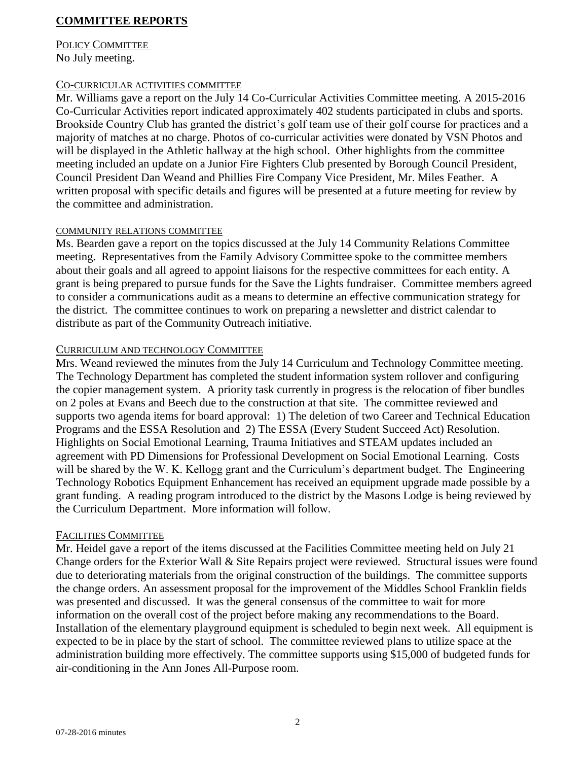## COMMITTEE REPORTS

POLICY COMMITTEE

No July meeting.

CO-CURRICULAR ACTIVITIES COMMITTEE

Mr. Williams gave a report on the July 14 Co-Curricular Activities Committee meeting. A 2015-2016 Co-Curricular Activities report indicated approximately 402 students participated in clubs and sports. Brookside Country Club has granted the district's golf team use of their golf course for practices and a majority of matches at no charge. Photos of co-curricular activities were donated by VSN Photos and will be displayed in the Athletic hallway at the high school. Other highlights from the committee meeting included an update on a Junior Fire Fighters Club presented by Borough Council President, Council President Dan Weand and Phillies Fire Company Vice President, Mr. Miles Feather. A written proposal with specific details and figures will be presented at a future meeting for review by the committee and administration.

COMMUNITY RELATIONS COMMITTEE

Ms. Bearden gave a report on the topics discussed at the July 14 Community Relations Committee meeting. Representatives from the Family Advisory Committee spoke to the committee members about their goals and all agreed to appoint liaisons for the respective committees for each entity. A grant is being prepared to pursue funds for the Save the Lights fundraiser. Committee members agreed to consider a communications audit as a means to determine an effective communication strategy for the district. The committee continues to work on preparing a newsletter and district calendar to distribute as part of the Community Outreach initiative.

CURRICULUM AND TECHNOLOGY COMMITTEE

Mrs. Weand reviewed the minutes from the July 14 Curriculum and Technology Committee meeting. The Technology Department has completed the student information system rollover and configuring the copier management system. A priority task currently in progress is the relocation of fiber bundles on 2 poles at Evans and Beech due to the construction at that site. The committee reviewed and supports two agenda items for board approval: 1) The deletion of two Career and Technical Education Programs and the ESSA Resolution and 2) The ESSA (Every Student Succeed Act) Resolution. Highlights on Social Emotional Learning, Trauma Initiatives and STEAM updates included an agreement with PD Dimensions for Professional Development on Social Emotional Learning. Costs will be shared by the W. K. Kellogg grant and the Curriculum's department budget. The Engineering Technology Robotics Equipment Enhancement has received an equipment upgrade made possible by a grant funding. A reading program introduced to the district by the Masons Lodge is being reviewed by the Curriculum Department. More information will follow.

FACILITIES COMMITTEE

Mr. Heidel gave a report of the items discussed at the Facilities Committee meeting held on July 21 Change orders for the Exterior Wall & Site Repairs project were reviewed. Structural issues were found due to deteriorating materials from the original construction of the buildings. The committee supports the change orders. An assessment proposal for the improvement of the Middles School Franklin fields was presented and discussed. It was the general consensus of the committee to wait for more information on the overall cost of the project before making any recommendations to the Board. Installation of the elementary playground equipment is scheduled to begin next week. All equipment is expected to be in place by the start of school. The committee reviewed plans to utilize space at the administration building more effectively. The committee supports using $15,000 of budgeted funds for air-conditioning in the Ann Jones All-Purpose room.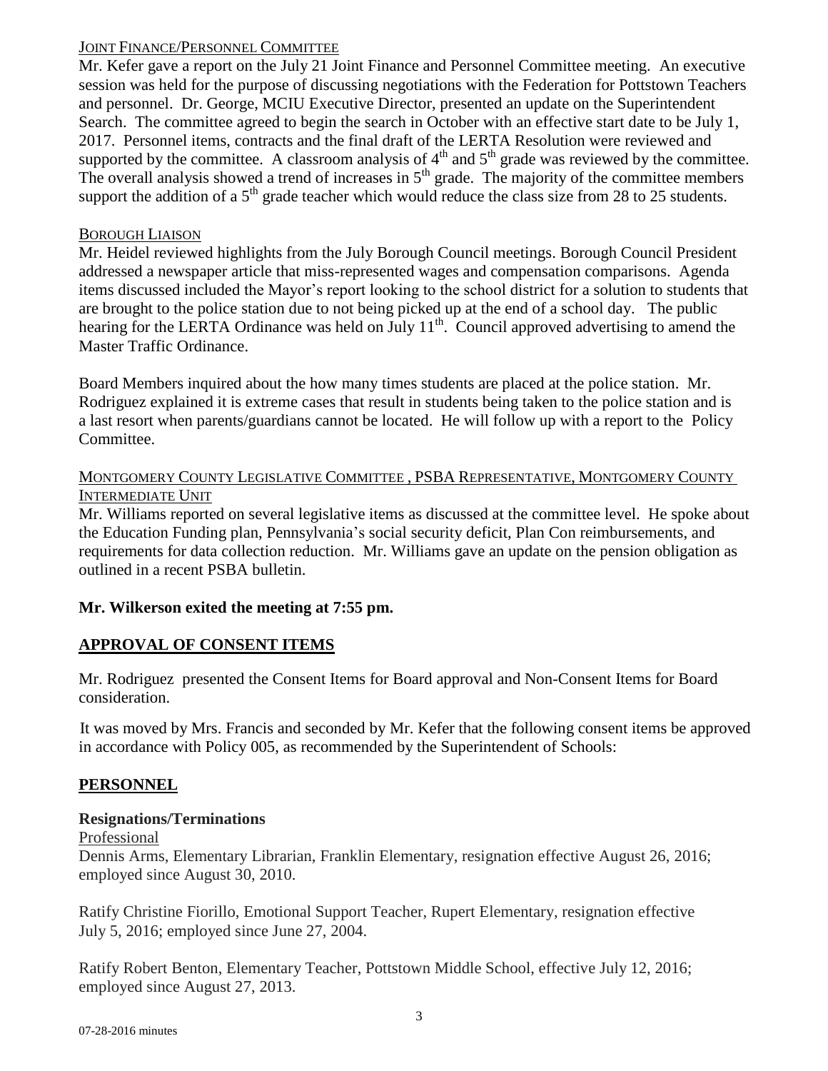JOINT FINANCE/PERSONNEL COMMITTEE

Mr. Kefer gave a report on the July 21 Joint Finance and Personnel Committee meeting. An executive session was held for the purpose of discussing negotiations with the Federation for Pottstown Teachers and personnel. Dr. George, MCIU Executive Director, presented an update on the Superintendent Search. The committee agreed to begin the search in October with an effective start date to be July 1, 2017. Personnel items, contracts and the final draft of the LERTA Resolution were reviewed and supported by the committee. A classroom analysis of 4th and 5th grade was reviewed by the committee. The overall analysis showed a trend of increases in 5th grade. The majority of the committee members support the addition of a 5th grade teacher which would reduce the class size from 28 to 25 students.

BOROUGH LIAISON

Mr. Heidel reviewed highlights from the July Borough Council meetings. Borough Council President addressed a newspaper article that miss-represented wages and compensation comparisons. Agenda items discussed included the Mayor's report looking to the school district for a solution to students that are brought to the police station due to not being picked up at the end of a school day. The public hearing for the LERTA Ordinance was held on July 11th. Council approved advertising to amend the Master Traffic Ordinance.

Board Members inquired about the how many times students are placed at the police station. Mr. Rodriguez explained it is extreme cases that result in students being taken to the police station and is a last resort when parents/guardians cannot be located. He will follow up with a report to the Policy Committee.

MONTGOMERY COUNTY LEGISLATIVE COMMITTEE , PSBA REPRESENTATIVE, MONTGOMERY COUNTY INTERMEDIATE UNIT

Mr. Williams reported on several legislative items as discussed at the committee level. He spoke about the Education Funding plan, Pennsylvania's social security deficit, Plan Con reimbursements, and requirements for data collection reduction. Mr. Williams gave an update on the pension obligation as outlined in a recent PSBA bulletin.

**Mr. Wilkerson exited the meeting at 7:55 pm.**

## APPROVAL OF CONSENT ITEMS

Mr. Rodriguez presented the Consent Items for Board approval and Non-Consent Items for Board consideration.

It was moved by Mrs. Francis and seconded by Mr. Kefer that the following consent items be approved in accordance with Policy 005, as recommended by the Superintendent of Schools:

## PERSONNEL

### Resignations/Terminations

Professional

Dennis Arms, Elementary Librarian, Franklin Elementary, resignation effective August 26, 2016; employed since August 30, 2010.

Ratify Christine Fiorillo, Emotional Support Teacher, Rupert Elementary, resignation effective July 5, 2016; employed since June 27, 2004.

Ratify Robert Benton, Elementary Teacher, Pottstown Middle School, effective July 12, 2016; employed since August 27, 2013.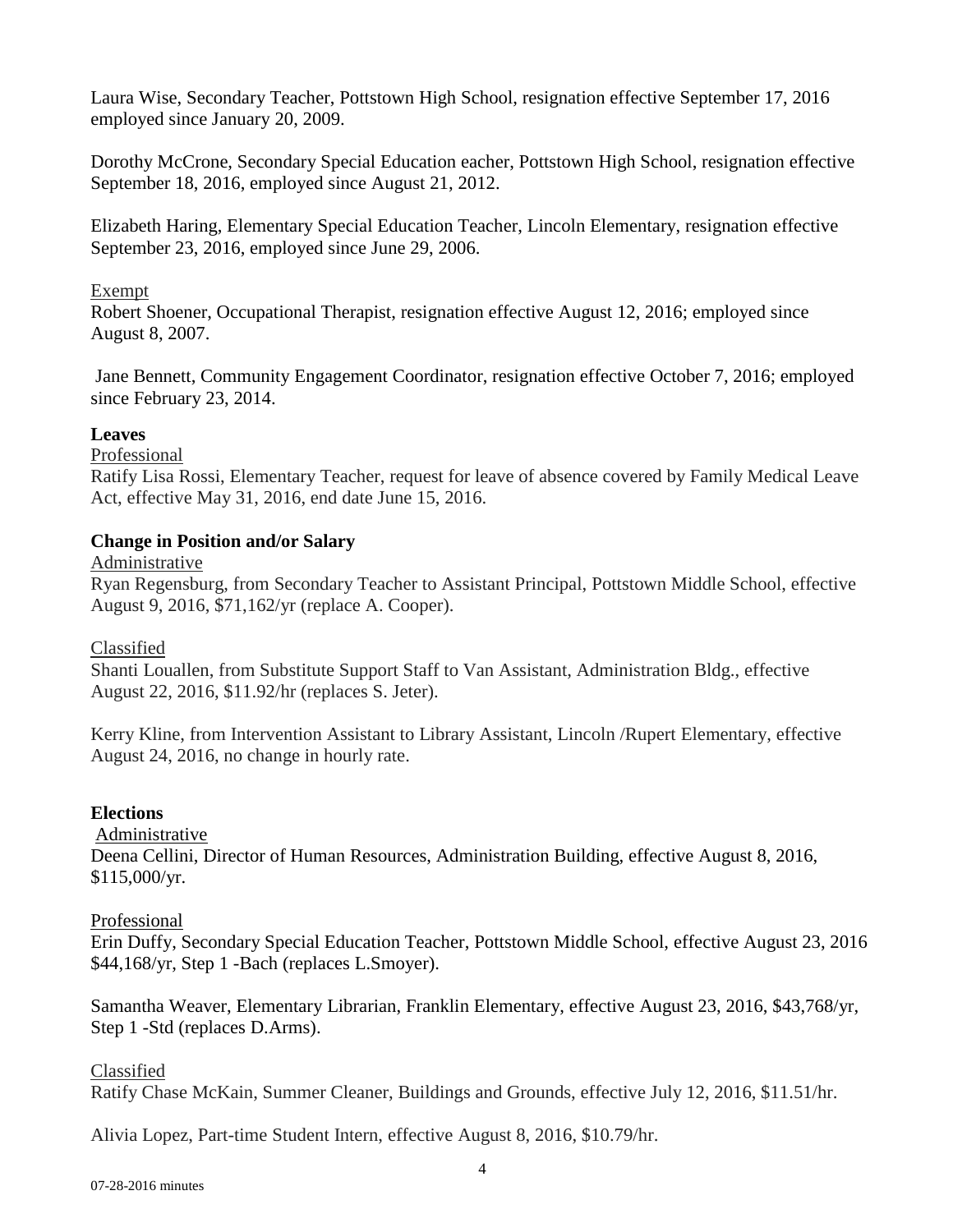Laura Wise, Secondary Teacher, Pottstown High School, resignation effective September 17, 2016 employed since January 20, 2009.

Dorothy McCrone, Secondary Special Education eacher, Pottstown High School, resignation effective September 18, 2016, employed since August 21, 2012.

Elizabeth Haring, Elementary Special Education Teacher, Lincoln Elementary, resignation effective September 23, 2016, employed since June 29, 2006.

Exempt

Robert Shoener, Occupational Therapist, resignation effective August 12, 2016; employed since August 8, 2007.

Jane Bennett, Community Engagement Coordinator, resignation effective October 7, 2016; employed since February 23, 2014.

**Leaves**

Professional

Ratify Lisa Rossi, Elementary Teacher, request for leave of absence covered by Family Medical Leave Act, effective May 31, 2016, end date June 15, 2016.

**Change in Position and/or Salary**

Administrative

Ryan Regensburg, from Secondary Teacher to Assistant Principal, Pottstown Middle School, effective August 9, 2016, $71,162/yr (replace A. Cooper).

Classified

Shanti Louallen, from Substitute Support Staff to Van Assistant, Administration Bldg., effective August 22, 2016, $11.92/hr (replaces S. Jeter).

Kerry Kline, from Intervention Assistant to Library Assistant, Lincoln /Rupert Elementary, effective August 24, 2016, no change in hourly rate.

**Elections**

Administrative

Deena Cellini, Director of Human Resources, Administration Building, effective August 8, 2016, $115,000/yr.

Professional

Erin Duffy, Secondary Special Education Teacher, Pottstown Middle School, effective August 23, 2016 $44,168/yr, Step 1 -Bach (replaces L.Smoyer).

Samantha Weaver, Elementary Librarian, Franklin Elementary, effective August 23, 2016, $43,768/yr, Step 1 -Std (replaces D.Arms).

Classified

Ratify Chase McKain, Summer Cleaner, Buildings and Grounds, effective July 12, 2016, $11.51/hr.

Alivia Lopez, Part-time Student Intern, effective August 8, 2016, $10.79/hr.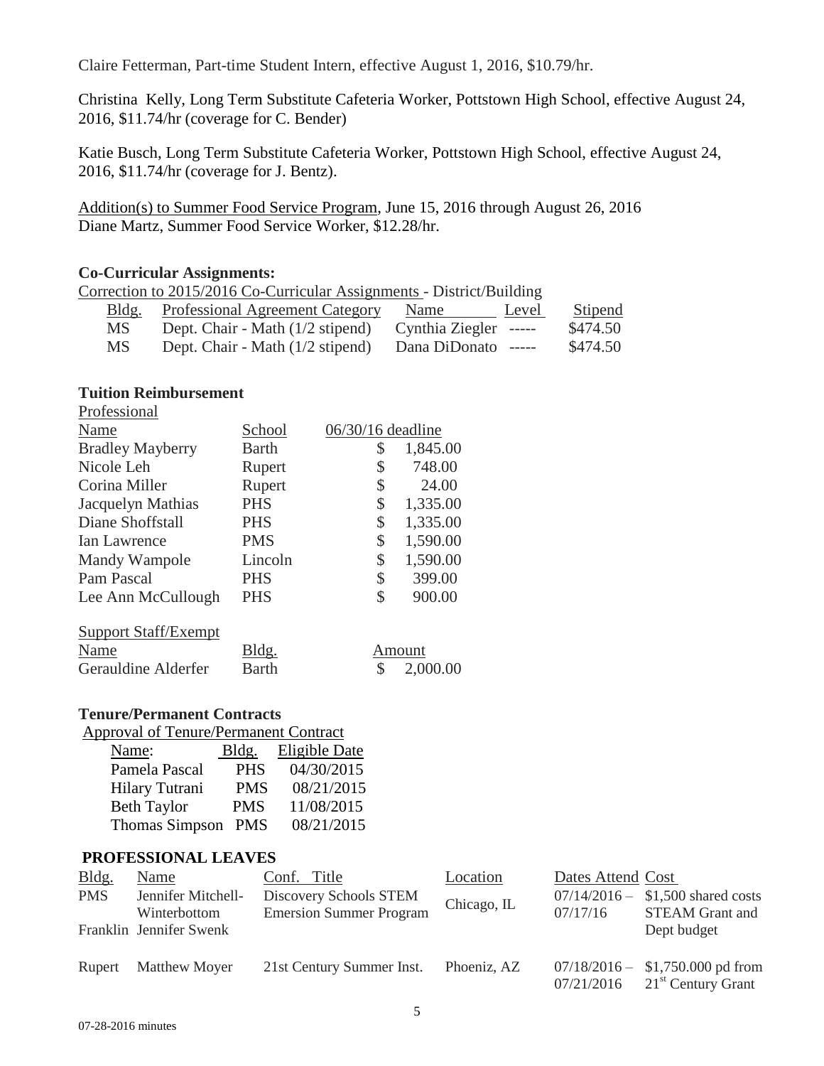Claire Fetterman, Part-time Student Intern, effective August 1, 2016, $10.79/hr.

Christina Kelly, Long Term Substitute Cafeteria Worker, Pottstown High School, effective August 24, 2016, $11.74/hr (coverage for C. Bender)

Katie Busch, Long Term Substitute Cafeteria Worker, Pottstown High School, effective August 24, 2016, $11.74/hr (coverage for J. Bentz).

Addition(s) to Summer Food Service Program, June 15, 2016 through August 26, 2016
Diane Martz, Summer Food Service Worker, $12.28/hr.

**Co-Curricular Assignments:**

Correction to 2015/2016 Co-Curricular Assignments - District/Building

| Bldg. | Professional Agreement Category | Name | Level | Stipend |
|---|---|---|---|---|
| MS | Dept. Chair - Math (1/2 stipend) | Cynthia Ziegler | ----- | $474.50 |
| MS | Dept. Chair - Math (1/2 stipend) | Dana DiDonato | ----- | $474.50 |

**Tuition Reimbursement**

Professional

| Name | School | 06/30/16 deadline |
|---|---|---|
| Bradley Mayberry | Barth | $ 1,845.00 |
| Nicole Leh | Rupert | $ 748.00 |
| Corina Miller | Rupert | $ 24.00 |
| Jacquelyn Mathias | PHS | $ 1,335.00 |
| Diane Shoffstall | PHS | $ 1,335.00 |
| Ian Lawrence | PMS | $ 1,590.00 |
| Mandy Wampole | Lincoln | $ 1,590.00 |
| Pam Pascal | PHS | $ 399.00 |
| Lee Ann McCullough | PHS | $ 900.00 |

Support Staff/Exempt

| Name | Bldg. | Amount |
|---|---|---|
| Gerauldine Alderfer | Barth | $ 2,000.00 |

**Tenure/Permanent Contracts**

Approval of Tenure/Permanent Contract

| Name: | Bldg. | Eligible Date |
|---|---|---|
| Pamela Pascal | PHS | 04/30/2015 |
| Hilary Tutrani | PMS | 08/21/2015 |
| Beth Taylor | PMS | 11/08/2015 |
| Thomas Simpson | PMS | 08/21/2015 |

**PROFESSIONAL LEAVES**

| Bldg. | Name | Conf. Title | Location | Dates Attend | Cost |
|---|---|---|---|---|---|
| PMS<br>Franklin | Jennifer Mitchell-Winterbottom<br>Jennifer Swenk | Discovery Schools STEM Emersion Summer Program | Chicago, IL | 07/14/2016 – 07/17/16 | $1,500 shared costs STEAM Grant and Dept budget |
| Rupert | Matthew Moyer | 21st Century Summer Inst. | Phoeniz, AZ | 07/18/2016 – 07/21/2016 | $1,750.000 pd from 21st Century Grant |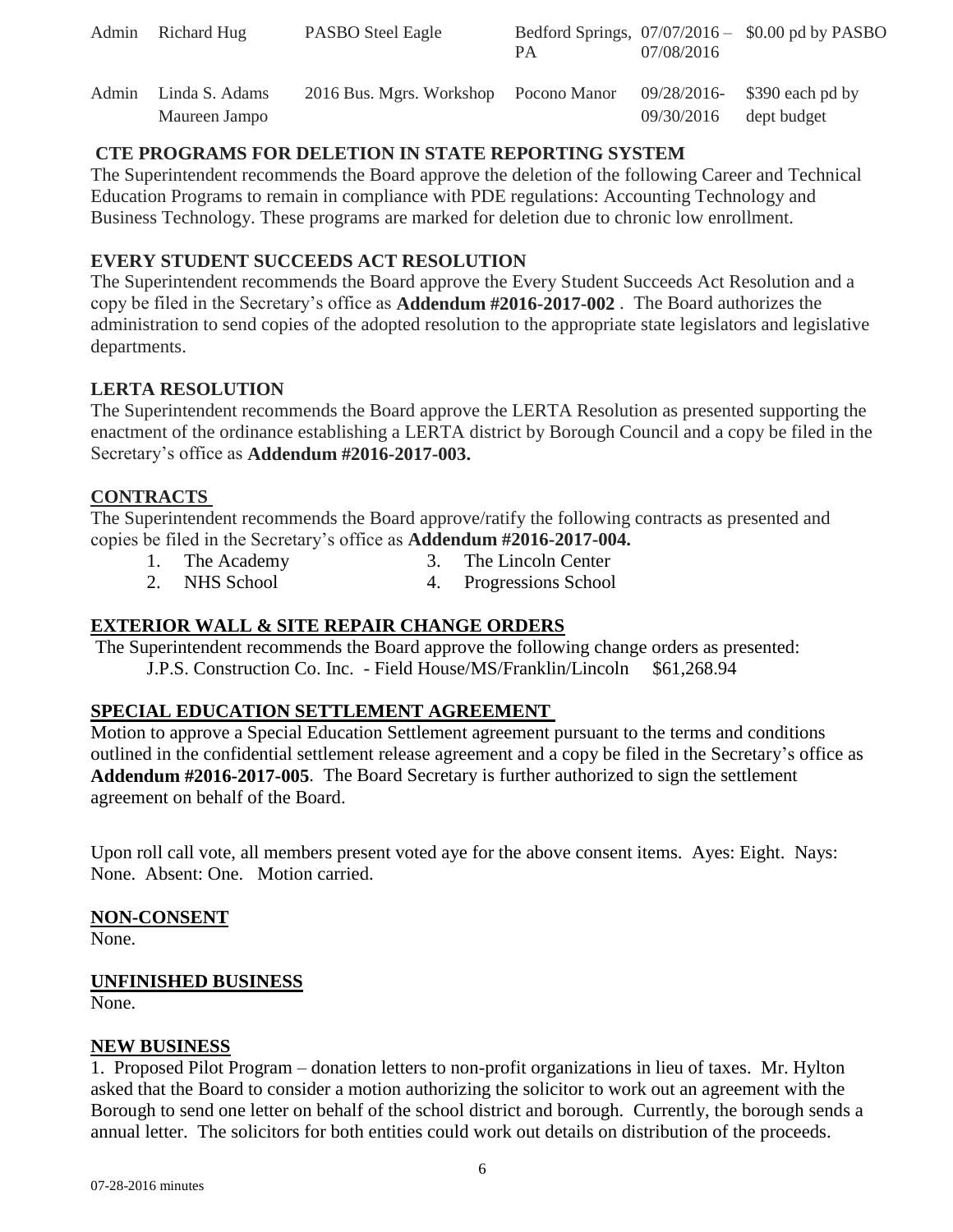| Admin | Richard Hug | PASBO Steel Eagle | Bedford Springs, PA | 07/07/2016 – 07/08/2016 | $0.00 pd by PASBO |
|---|---|---|---|---|---|
| Admin | Linda S. Adams<br>Maureen Jampo | 2016 Bus. Mgrs. Workshop | Pocono Manor | 09/28/2016-09/30/2016 | $390 each pd by dept budget |

## CTE PROGRAMS FOR DELETION IN STATE REPORTING SYSTEM

The Superintendent recommends the Board approve the deletion of the following Career and Technical Education Programs to remain in compliance with PDE regulations: Accounting Technology and Business Technology. These programs are marked for deletion due to chronic low enrollment.

## EVERY STUDENT SUCCEEDS ACT RESOLUTION

The Superintendent recommends the Board approve the Every Student Succeeds Act Resolution and a copy be filed in the Secretary's office as **Addendum #2016-2017-002** . The Board authorizes the administration to send copies of the adopted resolution to the appropriate state legislators and legislative departments.

## LERTA RESOLUTION

The Superintendent recommends the Board approve the LERTA Resolution as presented supporting the enactment of the ordinance establishing a LERTA district by Borough Council and a copy be filed in the Secretary's office as **Addendum #2016-2017-003.**

## CONTRACTS

The Superintendent recommends the Board approve/ratify the following contracts as presented and copies be filed in the Secretary's office as **Addendum #2016-2017-004.**

1. The Academy
2. NHS School
3. The Lincoln Center
4. Progressions School

## EXTERIOR WALL & SITE REPAIR CHANGE ORDERS

The Superintendent recommends the Board approve the following change orders as presented:
J.P.S. Construction Co. Inc. - Field House/MS/Franklin/Lincoln $61,268.94

## SPECIAL EDUCATION SETTLEMENT AGREEMENT

Motion to approve a Special Education Settlement agreement pursuant to the terms and conditions outlined in the confidential settlement release agreement and a copy be filed in the Secretary's office as **Addendum #2016-2017-005**. The Board Secretary is further authorized to sign the settlement agreement on behalf of the Board.

Upon roll call vote, all members present voted aye for the above consent items. Ayes: Eight. Nays: None. Absent: One. Motion carried.

## NON-CONSENT

None.

## UNFINISHED BUSINESS

None.

## NEW BUSINESS

1. Proposed Pilot Program – donation letters to non-profit organizations in lieu of taxes. Mr. Hylton asked that the Board to consider a motion authorizing the solicitor to work out an agreement with the Borough to send one letter on behalf of the school district and borough. Currently, the borough sends a annual letter. The solicitors for both entities could work out details on distribution of the proceeds.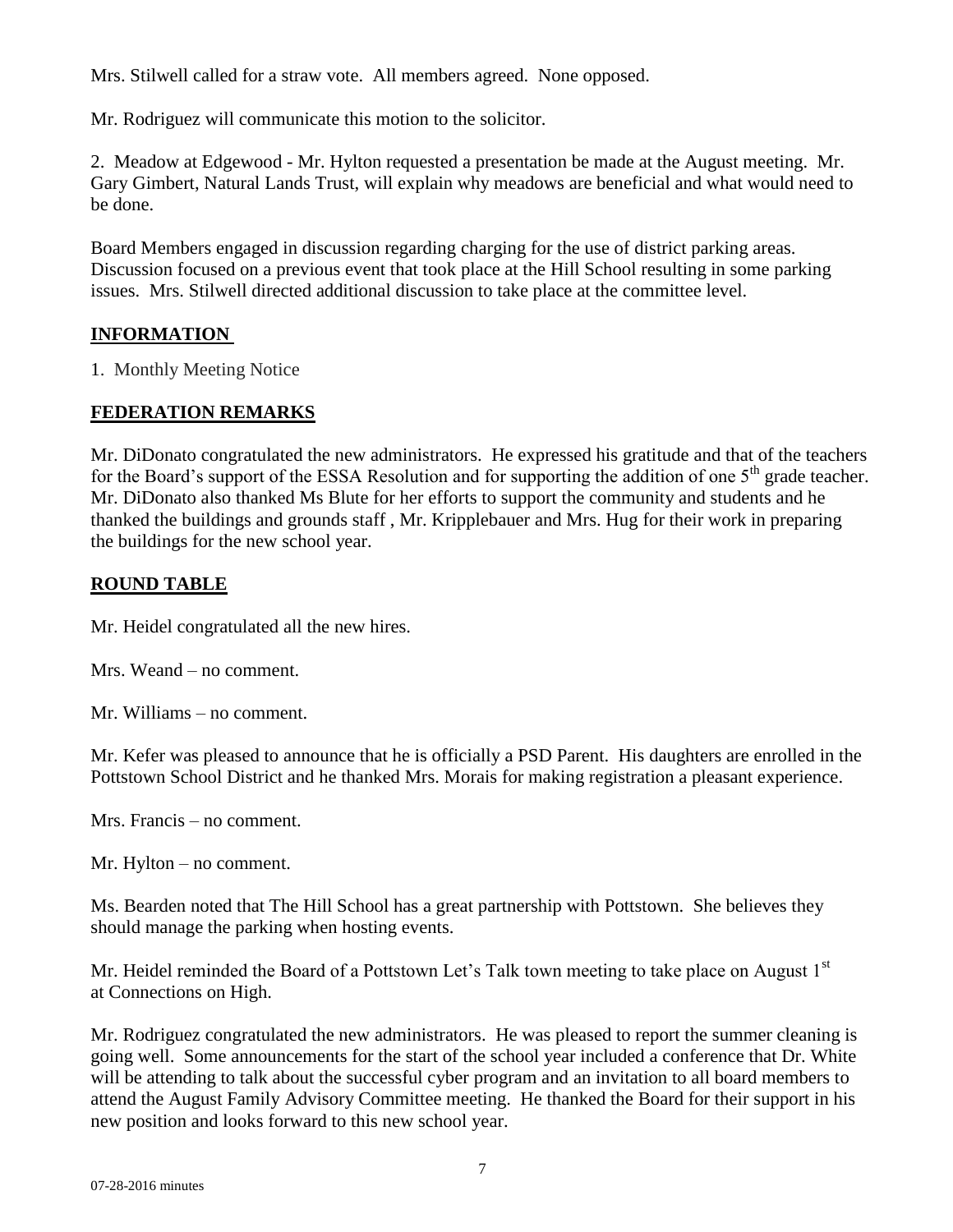Mrs. Stilwell called for a straw vote. All members agreed. None opposed.

Mr. Rodriguez will communicate this motion to the solicitor.

2. Meadow at Edgewood - Mr. Hylton requested a presentation be made at the August meeting. Mr. Gary Gimbert, Natural Lands Trust, will explain why meadows are beneficial and what would need to be done.

Board Members engaged in discussion regarding charging for the use of district parking areas. Discussion focused on a previous event that took place at the Hill School resulting in some parking issues. Mrs. Stilwell directed additional discussion to take place at the committee level.

## INFORMATION

1. Monthly Meeting Notice

## FEDERATION REMARKS

Mr. DiDonato congratulated the new administrators. He expressed his gratitude and that of the teachers for the Board's support of the ESSA Resolution and for supporting the addition of one 5th grade teacher. Mr. DiDonato also thanked Ms Blute for her efforts to support the community and students and he thanked the buildings and grounds staff , Mr. Kripplebauer and Mrs. Hug for their work in preparing the buildings for the new school year.

## ROUND TABLE

Mr. Heidel congratulated all the new hires.

Mrs. Weand – no comment.

Mr. Williams – no comment.

Mr. Kefer was pleased to announce that he is officially a PSD Parent. His daughters are enrolled in the Pottstown School District and he thanked Mrs. Morais for making registration a pleasant experience.

Mrs. Francis – no comment.

Mr. Hylton – no comment.

Ms. Bearden noted that The Hill School has a great partnership with Pottstown. She believes they should manage the parking when hosting events.

Mr. Heidel reminded the Board of a Pottstown Let's Talk town meeting to take place on August 1st at Connections on High.

Mr. Rodriguez congratulated the new administrators. He was pleased to report the summer cleaning is going well. Some announcements for the start of the school year included a conference that Dr. White will be attending to talk about the successful cyber program and an invitation to all board members to attend the August Family Advisory Committee meeting. He thanked the Board for their support in his new position and looks forward to this new school year.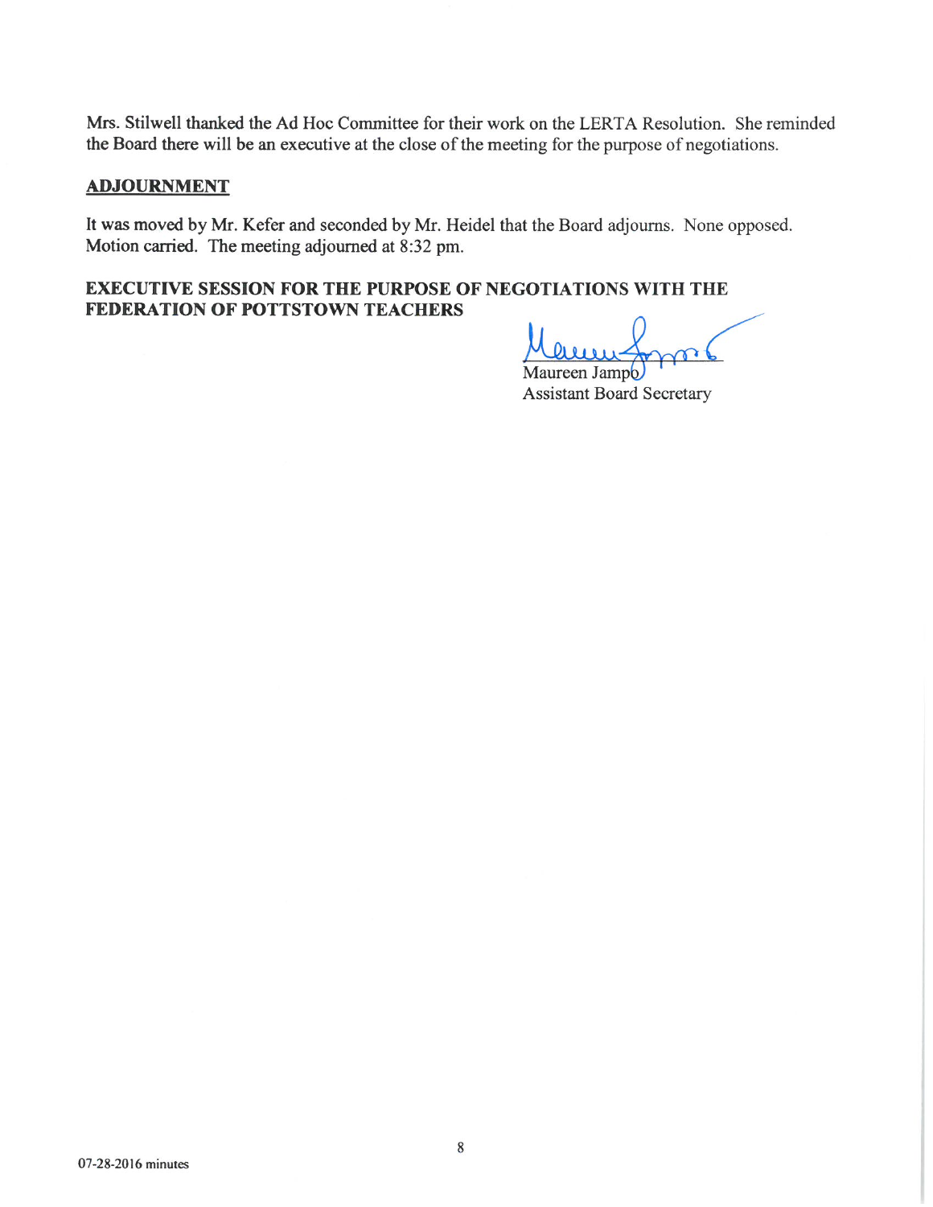Mrs. Stilwell thanked the Ad Hoc Committee for their work on the LERTA Resolution. She reminded the Board there will be an executive at the close of the meeting for the purpose of negotiations.

## ADJOURNMENT

It was moved by Mr. Kefer and seconded by Mr. Heidel that the Board adjourns. None opposed. Motion carried. The meeting adjourned at 8:32 pm.

**EXECUTIVE SESSION FOR THE PURPOSE OF NEGOTIATIONS WITH THE FEDERATION OF POTTSTOWN TEACHERS**

Maureen Jampo
Assistant Board Secretary

07-28-2016 minutes